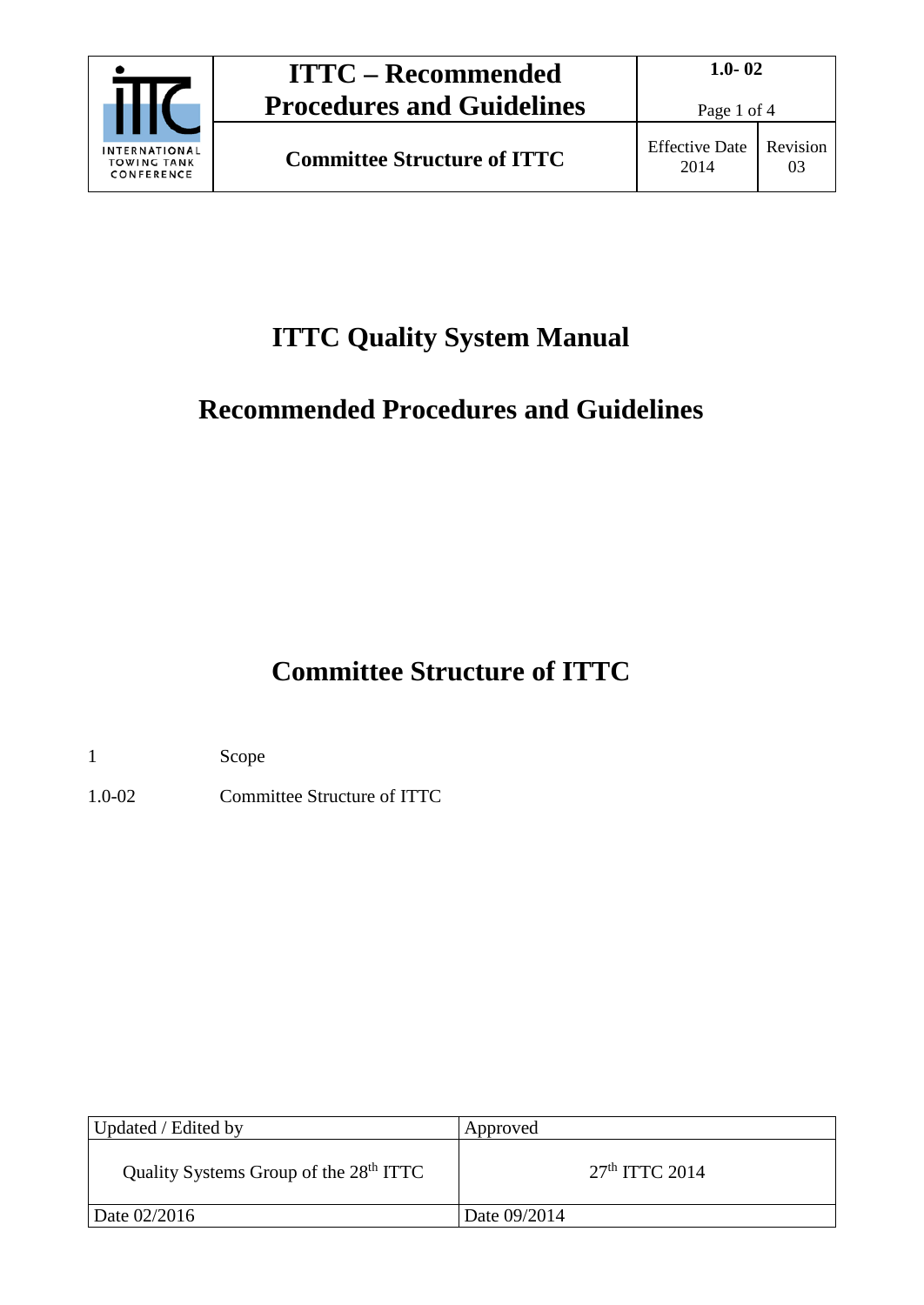# ITTC Quality System Manual

# Recommended Procedures and Guidelines

# Committee Structure of ITTC

| | |
|---|---|
| 1 | Scope |
| 1.0-02 | Committee Structure of ITTC |

| Updated / Edited by | Approved |
|---|---|
| Quality Systems Group of the 28th ITTC | 27th ITTC 2014 |
| Date 02/2016 | Date 09/2014 |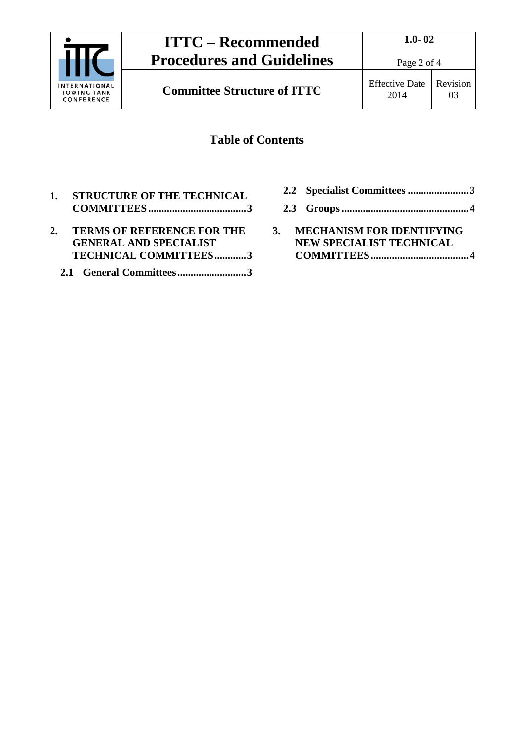## Table of Contents

1. **STRUCTURE OF THE TECHNICAL COMMITTEES .................................... 3**
2. **TERMS OF REFERENCE FOR THE GENERAL AND SPECIALIST TECHNICAL COMMITTEES ............ 3**
   - **2.1 General Committees .......................... 3**
   - **2.2 Specialist Committees ....................... 3**
   - **2.3 Groups .............................................. 4**
3. **MECHANISM FOR IDENTIFYING NEW SPECIALIST TECHNICAL COMMITTEES .................................... 4**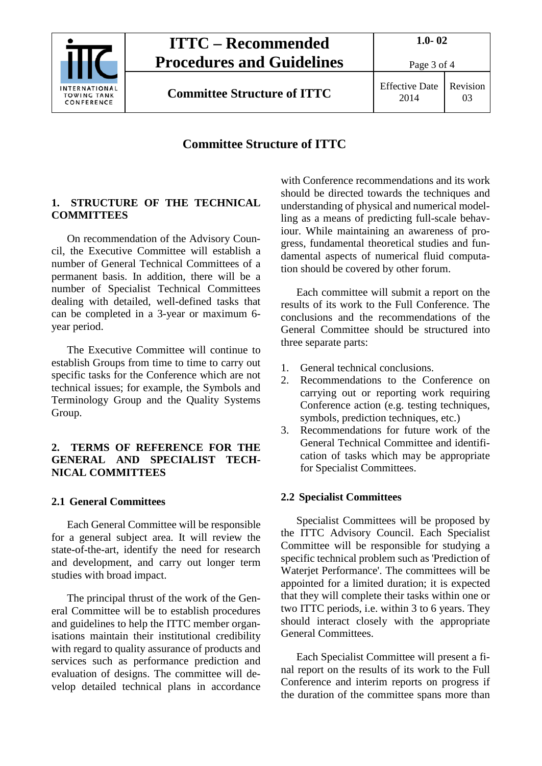# Committee Structure of ITTC

## 1. STRUCTURE OF THE TECHNICAL COMMITTEES

On recommendation of the Advisory Council, the Executive Committee will establish a number of General Technical Committees of a permanent basis. In addition, there will be a number of Specialist Technical Committees dealing with detailed, well-defined tasks that can be completed in a 3-year or maximum 6-year period.

The Executive Committee will continue to establish Groups from time to time to carry out specific tasks for the Conference which are not technical issues; for example, the Symbols and Terminology Group and the Quality Systems Group.

## 2. TERMS OF REFERENCE FOR THE GENERAL AND SPECIALIST TECHNICAL COMMITTEES

### 2.1 General Committees

Each General Committee will be responsible for a general subject area. It will review the state-of-the-art, identify the need for research and development, and carry out longer term studies with broad impact.

The principal thrust of the work of the General Committee will be to establish procedures and guidelines to help the ITTC member organisations maintain their institutional credibility with regard to quality assurance of products and services such as performance prediction and evaluation of designs. The committee will develop detailed technical plans in accordance with Conference recommendations and its work should be directed towards the techniques and understanding of physical and numerical modelling as a means of predicting full-scale behaviour. While maintaining an awareness of progress, fundamental theoretical studies and fundamental aspects of numerical fluid computation should be covered by other forum.

Each committee will submit a report on the results of its work to the Full Conference. The conclusions and the recommendations of the General Committee should be structured into three separate parts:

1. General technical conclusions.
2. Recommendations to the Conference on carrying out or reporting work requiring Conference action (e.g. testing techniques, symbols, prediction techniques, etc.)
3. Recommendations for future work of the General Technical Committee and identification of tasks which may be appropriate for Specialist Committees.

### 2.2 Specialist Committees

Specialist Committees will be proposed by the ITTC Advisory Council. Each Specialist Committee will be responsible for studying a specific technical problem such as 'Prediction of Waterjet Performance'. The committees will be appointed for a limited duration; it is expected that they will complete their tasks within one or two ITTC periods, i.e. within 3 to 6 years. They should interact closely with the appropriate General Committees.

Each Specialist Committee will present a final report on the results of its work to the Full Conference and interim reports on progress if the duration of the committee spans more than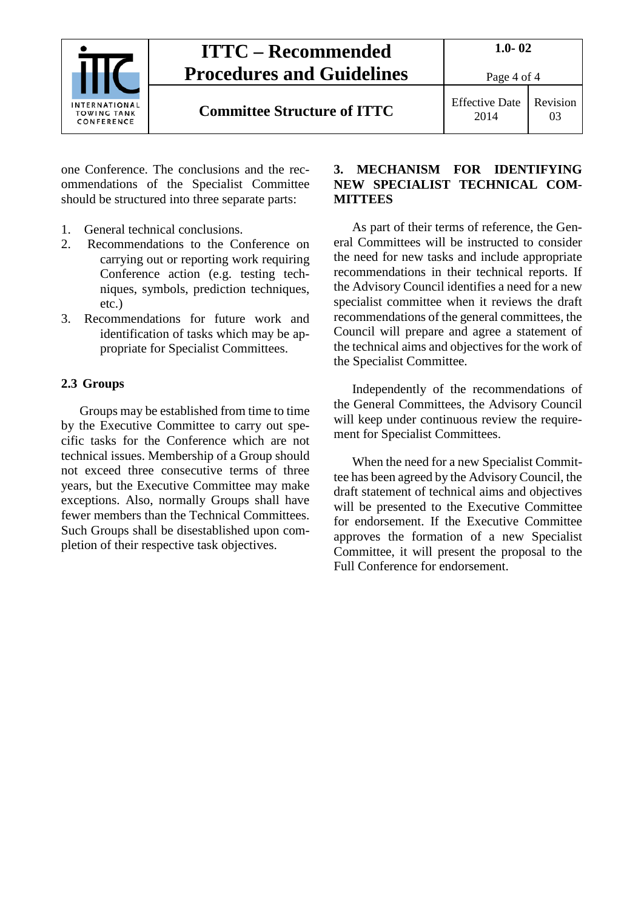one Conference. The conclusions and the recommendations of the Specialist Committee should be structured into three separate parts:

1. General technical conclusions.
2. Recommendations to the Conference on carrying out or reporting work requiring Conference action (e.g. testing techniques, symbols, prediction techniques, etc.)
3. Recommendations for future work and identification of tasks which may be appropriate for Specialist Committees.

### 2.3 Groups

Groups may be established from time to time by the Executive Committee to carry out specific tasks for the Conference which are not technical issues. Membership of a Group should not exceed three consecutive terms of three years, but the Executive Committee may make exceptions. Also, normally Groups shall have fewer members than the Technical Committees. Such Groups shall be disestablished upon completion of their respective task objectives.

## 3. MECHANISM FOR IDENTIFYING NEW SPECIALIST TECHNICAL COMMITTEES

As part of their terms of reference, the General Committees will be instructed to consider the need for new tasks and include appropriate recommendations in their technical reports. If the Advisory Council identifies a need for a new specialist committee when it reviews the draft recommendations of the general committees, the Council will prepare and agree a statement of the technical aims and objectives for the work of the Specialist Committee.

Independently of the recommendations of the General Committees, the Advisory Council will keep under continuous review the requirement for Specialist Committees.

When the need for a new Specialist Committee has been agreed by the Advisory Council, the draft statement of technical aims and objectives will be presented to the Executive Committee for endorsement. If the Executive Committee approves the formation of a new Specialist Committee, it will present the proposal to the Full Conference for endorsement.